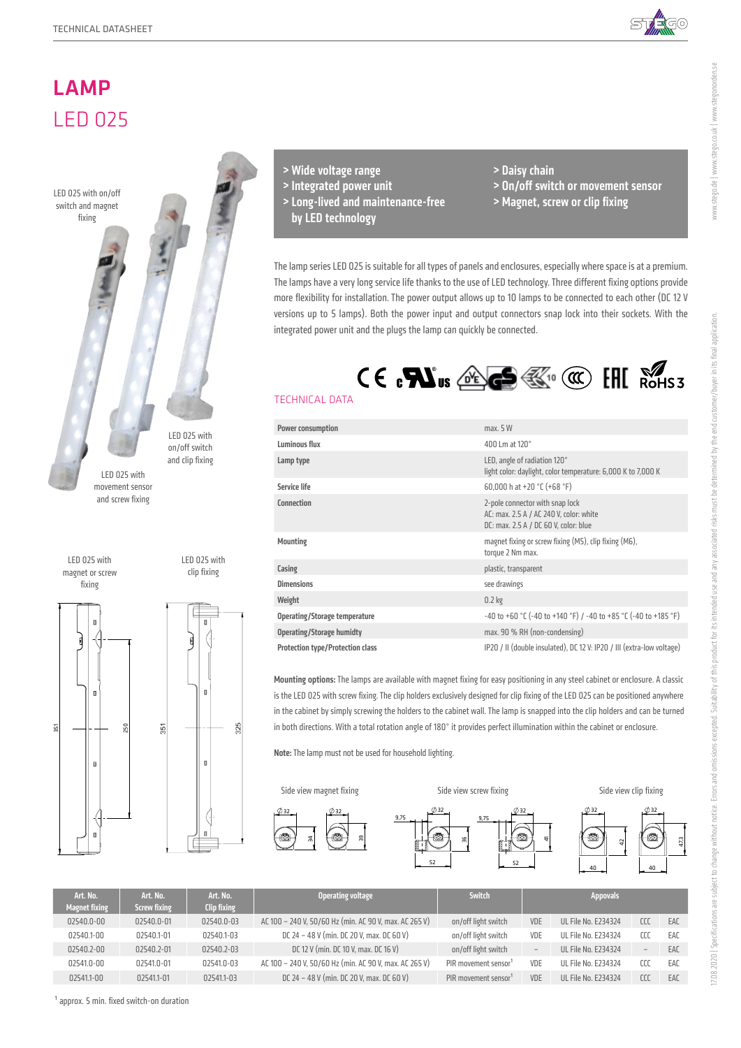# LAMP

## LED 025

LED 025 with on/off switch and magnet fixing

LED 025 with on/off switch and clip fixing

LED 025 with movement sensor and screw fixing

- > Wide voltage range
- > Integrated power unit
- > Long-lived and maintenance-free by LED technology
- > Daisy chain
- > On/off switch or movement sensor
- > Magnet, screw or clip fixing

The lamp series LED 025 is suitable for all types of panels and enclosures, especially where space is at a premium. The lamps have a very long service life thanks to the use of LED technology. Three different fixing options provide more flexibility for installation. The power output allows up to 10 lamps to be connected to each other (DC 12 V versions up to 5 lamps). Both the power input and output connectors snap lock into their sockets. With the integrated power unit and the plugs the lamp can quickly be connected.

### TECHNICAL DATA

| | |
|---|---|
| **Power consumption** | max. 5 W |
| **Luminous flux** | 400 Lm at 120° |
| **Lamp type** | LED, angle of radiation 120°<br>light color: daylight, color temperature: 6,000 K to 7,000 K |
| **Service life** | 60,000 h at +20 °C (+68 °F) |
| **Connection** | 2-pole connector with snap lock<br>AC: max. 2.5 A / AC 240 V, color: white<br>DC: max. 2.5 A / DC 60 V, color: blue |
| **Mounting** | magnet fixing or screw fixing (M5), clip fixing (M6),<br>torque 2 Nm max. |
| **Casing** | plastic, transparent |
| **Dimensions** | see drawings |
| **Weight** | 0.2 kg |
| **Operating/Storage temperature** | -40 to +60 °C (-40 to +140 °F) / -40 to +85 °C (-40 to +185 °F) |
| **Operating/Storage humidty** | max. 90 % RH (non-condensing) |
| **Protection type/Protection class** | IP20 / II (double insulated), DC 12 V: IP20 / III (extra-low voltage) |

**Mounting options:** The lamps are available with magnet fixing for easy positioning in any steel cabinet or enclosure. A classic is the LED 025 with screw fixing. The clip holders exclusively designed for clip fixing of the LED 025 can be positioned anywhere in the cabinet by simply screwing the holders to the cabinet wall. The lamp is snapped into the clip holders and can be turned in both directions. With a total rotation angle of 180° it provides perfect illumination within the cabinet or enclosure.

**Note:** The lamp must not be used for household lighting.

LED 025 with magnet or screw fixing

LED 025 with clip fixing

Side view magnet fixing

Side view screw fixing

Side view clip fixing

| Art. No. Magnet fixing | Art. No. Screw fixing | Art. No. Clip fixing | Operating voltage | Switch | Appovals | | | |
|---|---|---|---|---|---|---|---|---|
| 02540.0-00 | 02540.0-01 | 02540.0-03 | AC 100 – 240 V, 50/60 Hz (min. AC 90 V, max. AC 265 V) | on/off light switch | VDE | UL File No. E234324 | CCC | EAC |
| 02540.1-00 | 02540.1-01 | 02540.1-03 | DC 24 – 48 V (min. DC 20 V, max. DC 60 V) | on/off light switch | VDE | UL File No. E234324 | CCC | EAC |
| 02540.2-00 | 02540.2-01 | 02540.2-03 | DC 12 V (min. DC 10 V, max. DC 16 V) | on/off light switch | – | UL File No. E234324 | – | EAC |
| 02541.0-00 | 02541.0-01 | 02541.0-03 | AC 100 – 240 V, 50/60 Hz (min. AC 90 V, max. AC 265 V) | PIR movement sensor[1] | VDE | UL File No. E234324 | CCC | EAC |
| 02541.1-00 | 02541.1-01 | 02541.1-03 | DC 24 – 48 V (min. DC 20 V, max. DC 60 V) | PIR movement sensor[1] | VDE | UL File No. E234324 | CCC | EAC |

[1] approx. 5 min. fixed switch-on duration

17.08.2020 | Specifications are subject to change without notice. Errors and omissions excepted. Suitability of this product for its intended use and any associated risks must be determined by the end customer/buyer in its final application.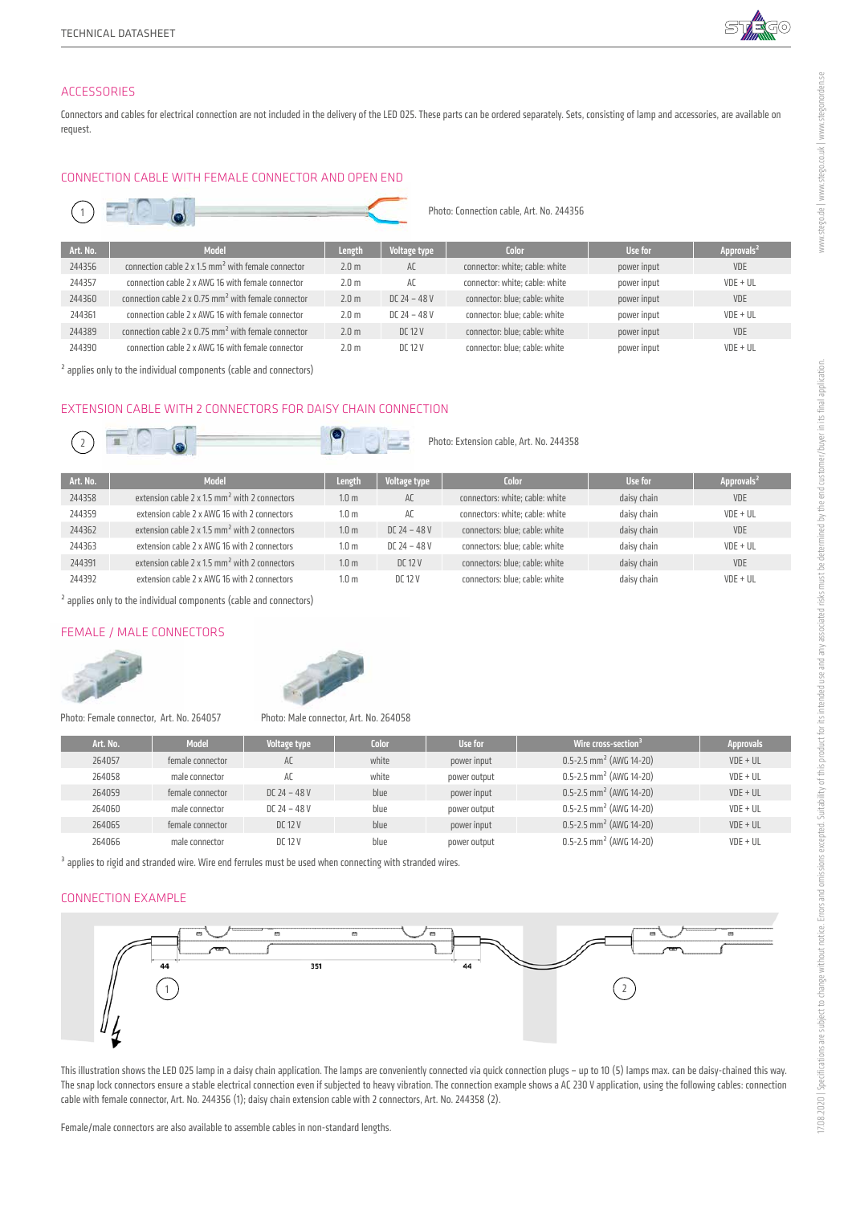## ACCESSORIES

Connectors and cables for electrical connection are not included in the delivery of the LED 025. These parts can be ordered separately. Sets, consisting of lamp and accessories, are available on request.

### CONNECTION CABLE WITH FEMALE CONNECTOR AND OPEN END

1

Photo: Connection cable, Art. No. 244356

| Art. No. | Model | Length | Voltage type | Color | Use for | Approvals[2] |
|---|---|---|---|---|---|---|
| 244356 | connection cable 2 x 1.5 mm² with female connector | 2.0 m | AC | connector: white; cable: white | power input | VDE |
| 244357 | connection cable 2 x AWG 16 with female connector | 2.0 m | AC | connector: white; cable: white | power input | VDE + UL |
| 244360 | connection cable 2 x 0.75 mm² with female connector | 2.0 m | DC 24 – 48 V | connector: blue; cable: white | power input | VDE |
| 244361 | connection cable 2 x AWG 16 with female connector | 2.0 m | DC 24 – 48 V | connector: blue; cable: white | power input | VDE + UL |
| 244389 | connection cable 2 x 0.75 mm² with female connector | 2.0 m | DC 12 V | connector: blue; cable: white | power input | VDE |
| 244390 | connection cable 2 x AWG 16 with female connector | 2.0 m | DC 12 V | connector: blue; cable: white | power input | VDE + UL |

[2] applies only to the individual components (cable and connectors)

### EXTENSION CABLE WITH 2 CONNECTORS FOR DAISY CHAIN CONNECTION

2

Photo: Extension cable, Art. No. 244358

| Art. No. | Model | Length | Voltage type | Color | Use for | Approvals[2] |
|---|---|---|---|---|---|---|
| 244358 | extension cable 2 x 1.5 mm² with 2 connectors | 1.0 m | AC | connectors: white; cable: white | daisy chain | VDE |
| 244359 | extension cable 2 x AWG 16 with 2 connectors | 1.0 m | AC | connectors: white; cable: white | daisy chain | VDE + UL |
| 244362 | extension cable 2 x 1.5 mm² with 2 connectors | 1.0 m | DC 24 – 48 V | connectors: blue; cable: white | daisy chain | VDE |
| 244363 | extension cable 2 x AWG 16 with 2 connectors | 1.0 m | DC 24 – 48 V | connectors: blue; cable: white | daisy chain | VDE + UL |
| 244391 | extension cable 2 x 1.5 mm² with 2 connectors | 1.0 m | DC 12 V | connectors: blue; cable: white | daisy chain | VDE |
| 244392 | extension cable 2 x AWG 16 with 2 connectors | 1.0 m | DC 12 V | connectors: blue; cable: white | daisy chain | VDE + UL |

[2] applies only to the individual components (cable and connectors)

### FEMALE / MALE CONNECTORS

Photo: Female connector, Art. No. 264057

Photo: Male connector, Art. No. 264058

| Art. No. | Model | Voltage type | Color | Use for | Wire cross-section[3] | Approvals |
|---|---|---|---|---|---|---|
| 264057 | female connector | AC | white | power input | 0.5-2.5 mm² (AWG 14-20) | VDE + UL |
| 264058 | male connector | AC | white | power output | 0.5-2.5 mm² (AWG 14-20) | VDE + UL |
| 264059 | female connector | DC 24 – 48 V | blue | power input | 0.5-2.5 mm² (AWG 14-20) | VDE + UL |
| 264060 | male connector | DC 24 – 48 V | blue | power output | 0.5-2.5 mm² (AWG 14-20) | VDE + UL |
| 264065 | female connector | DC 12 V | blue | power input | 0.5-2.5 mm² (AWG 14-20) | VDE + UL |
| 264066 | male connector | DC 12 V | blue | power output | 0.5-2.5 mm² (AWG 14-20) | VDE + UL |

[3] applies to rigid and stranded wire. Wire end ferrules must be used when connecting with stranded wires.

### CONNECTION EXAMPLE

44

351

44

1

2

This illustration shows the LED 025 lamp in a daisy chain application. The lamps are conveniently connected via quick connection plugs – up to 10 (5) lamps max. can be daisy-chained this way. The snap lock connectors ensure a stable electrical connection even if subjected to heavy vibration. The connection example shows a AC 230 V application, using the following cables: connection cable with female connector, Art. No. 244356 (1); daisy chain extension cable with 2 connectors, Art. No. 244358 (2).

Female/male connectors are also available to assemble cables in non-standard lengths.

17.08.2020 | Specifications are subject to change without notice. Errors and omissions excepted. Suitability of this product for its intended use and any associated risks must be determined by the end customer/buyer in its final application.

www.stego.de | www.stego.co.uk | www.stegonorden.se